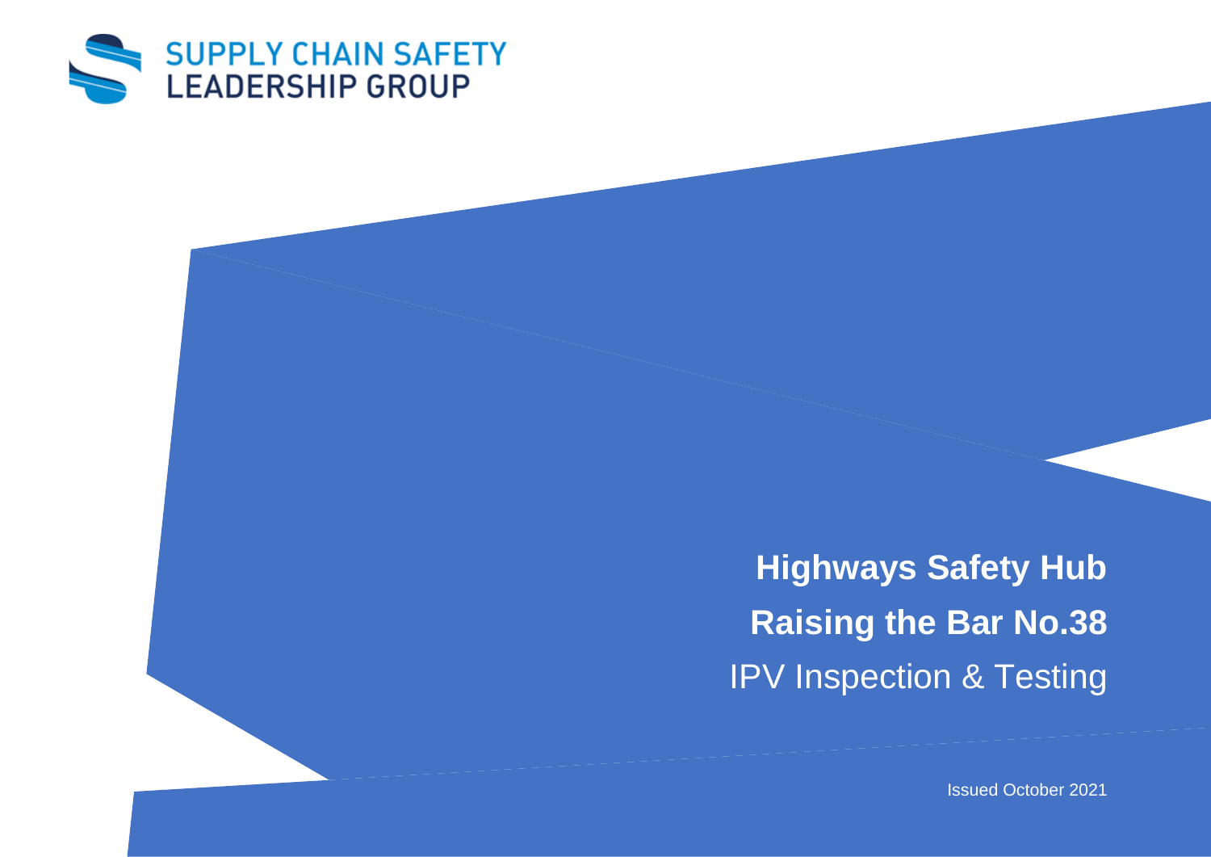SUPPLY CHAIN SAFETY
LEADERSHIP GROUP

# Highways Safety Hub

# Raising the Bar No.38

## IPV Inspection & Testing

Issued October 2021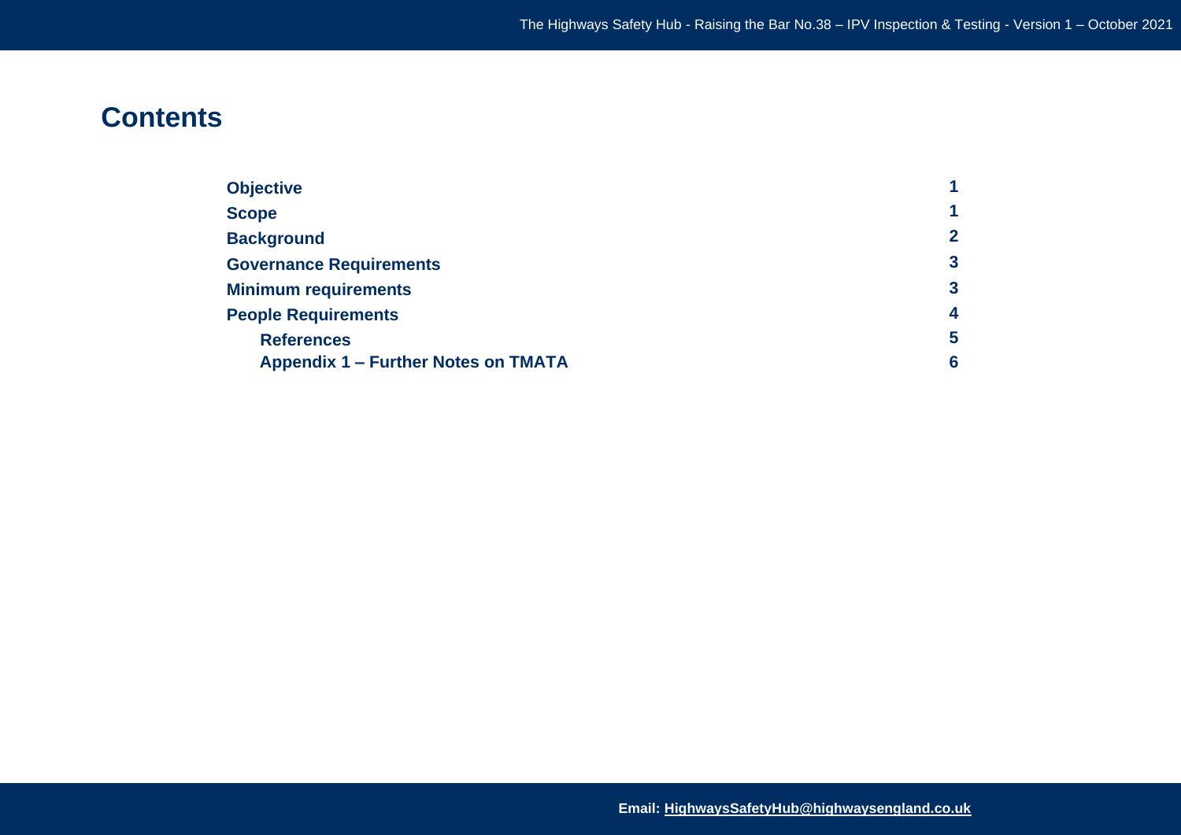# Contents

| | |
|---|---|
| **Objective** | **1** |
| **Scope** | **1** |
| **Background** | **2** |
| **Governance Requirements** | **3** |
| **Minimum requirements** | **3** |
| **People Requirements** | **4** |
| **References** | **5** |
| **Appendix 1 – Further Notes on TMATA** | **6** |

**Email: HighwaysSafetyHub@highwaysengland.co.uk**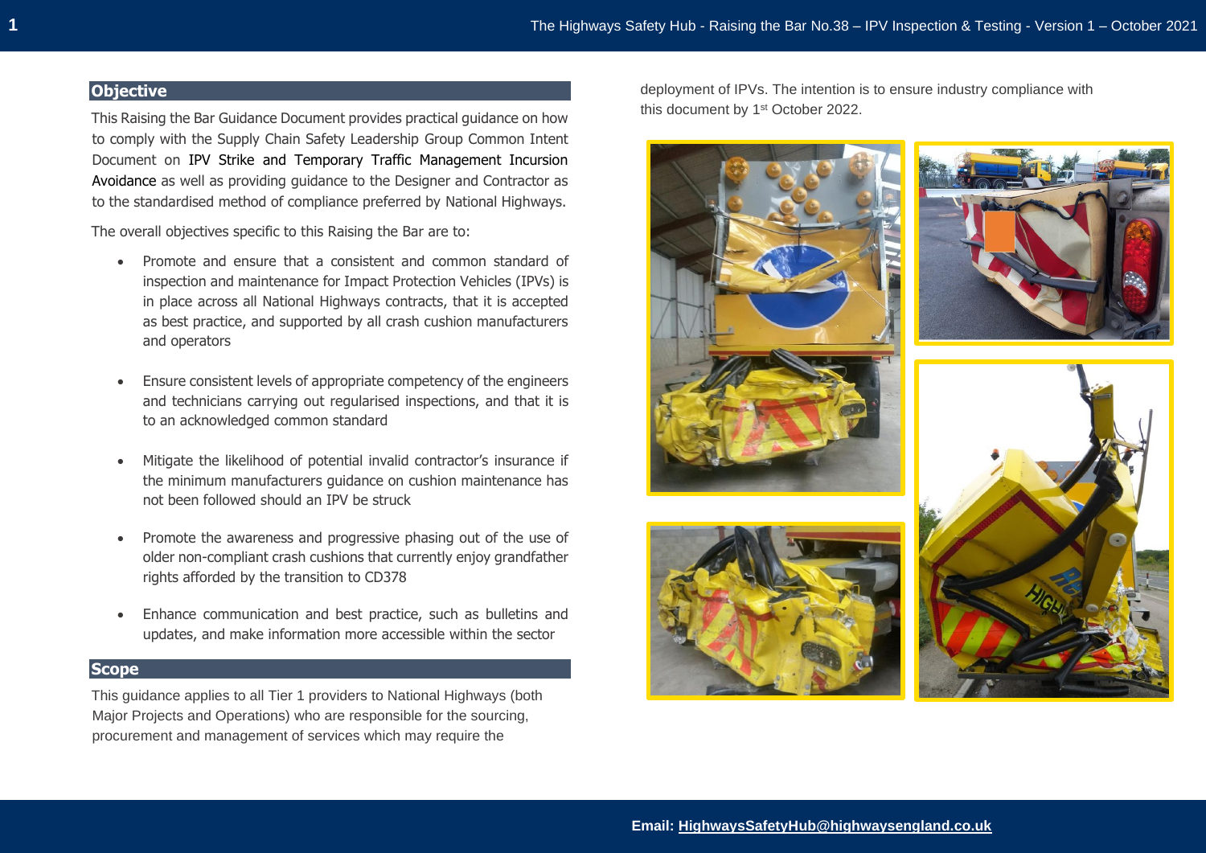## Objective

This Raising the Bar Guidance Document provides practical guidance on how to comply with the Supply Chain Safety Leadership Group Common Intent Document on IPV Strike and Temporary Traffic Management Incursion Avoidance as well as providing guidance to the Designer and Contractor as to the standardised method of compliance preferred by National Highways.

The overall objectives specific to this Raising the Bar are to:

- Promote and ensure that a consistent and common standard of inspection and maintenance for Impact Protection Vehicles (IPVs) is in place across all National Highways contracts, that it is accepted as best practice, and supported by all crash cushion manufacturers and operators
- Ensure consistent levels of appropriate competency of the engineers and technicians carrying out regularised inspections, and that it is to an acknowledged common standard
- Mitigate the likelihood of potential invalid contractor's insurance if the minimum manufacturers guidance on cushion maintenance has not been followed should an IPV be struck
- Promote the awareness and progressive phasing out of the use of older non-compliant crash cushions that currently enjoy grandfather rights afforded by the transition to CD378
- Enhance communication and best practice, such as bulletins and updates, and make information more accessible within the sector

## Scope

This guidance applies to all Tier 1 providers to National Highways (both Major Projects and Operations) who are responsible for the sourcing, procurement and management of services which may require the deployment of IPVs. The intention is to ensure industry compliance with this document by 1st October 2022.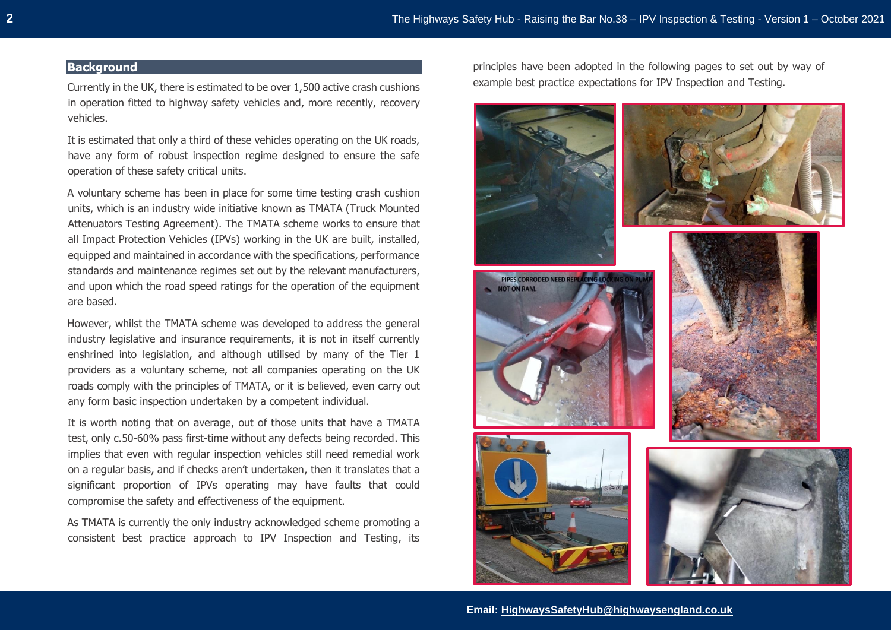## Background

Currently in the UK, there is estimated to be over 1,500 active crash cushions in operation fitted to highway safety vehicles and, more recently, recovery vehicles.

It is estimated that only a third of these vehicles operating on the UK roads, have any form of robust inspection regime designed to ensure the safe operation of these safety critical units.

A voluntary scheme has been in place for some time testing crash cushion units, which is an industry wide initiative known as TMATA (Truck Mounted Attenuators Testing Agreement). The TMATA scheme works to ensure that all Impact Protection Vehicles (IPVs) working in the UK are built, installed, equipped and maintained in accordance with the specifications, performance standards and maintenance regimes set out by the relevant manufacturers, and upon which the road speed ratings for the operation of the equipment are based.

However, whilst the TMATA scheme was developed to address the general industry legislative and insurance requirements, it is not in itself currently enshrined into legislation, and although utilised by many of the Tier 1 providers as a voluntary scheme, not all companies operating on the UK roads comply with the principles of TMATA, or it is believed, even carry out any form basic inspection undertaken by a competent individual.

It is worth noting that on average, out of those units that have a TMATA test, only c.50-60% pass first-time without any defects being recorded. This implies that even with regular inspection vehicles still need remedial work on a regular basis, and if checks aren't undertaken, then it translates that a significant proportion of IPVs operating may have faults that could compromise the safety and effectiveness of the equipment.

As TMATA is currently the only industry acknowledged scheme promoting a consistent best practice approach to IPV Inspection and Testing, its principles have been adopted in the following pages to set out by way of example best practice expectations for IPV Inspection and Testing.

PIPES CORRODED NEED REPLACING LOCKING ON PUMP NOT ON RAM.

Email: HighwaysSafetyHub@highwaysengland.co.uk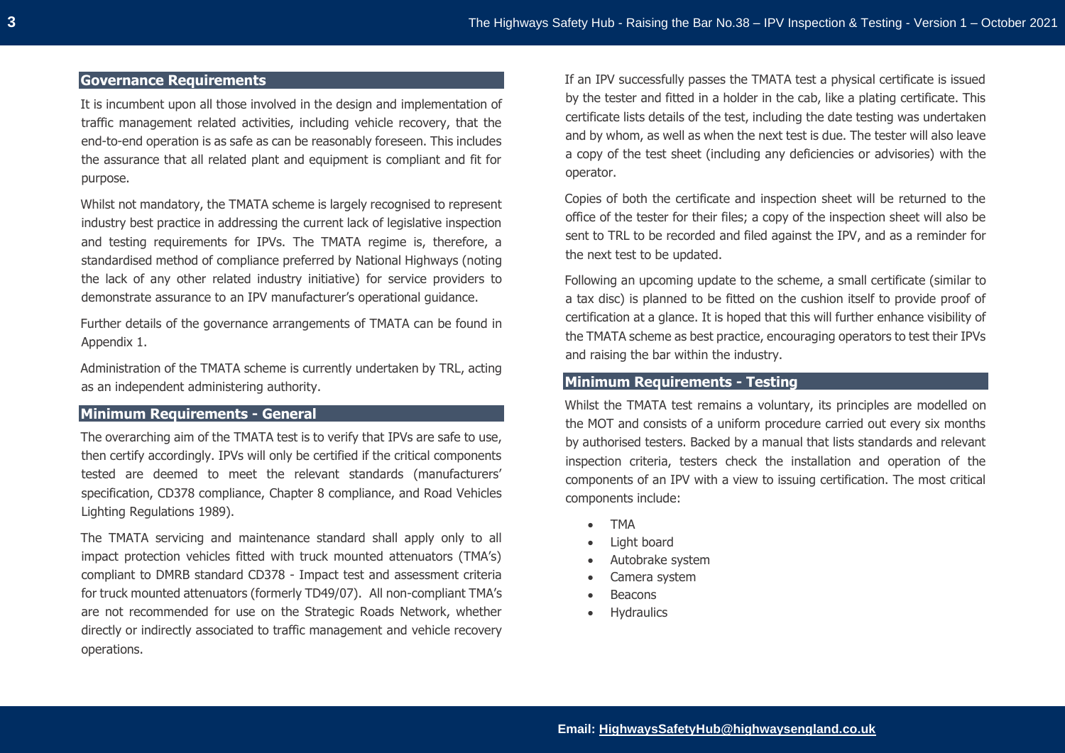## Governance Requirements

It is incumbent upon all those involved in the design and implementation of traffic management related activities, including vehicle recovery, that the end-to-end operation is as safe as can be reasonably foreseen. This includes the assurance that all related plant and equipment is compliant and fit for purpose.

Whilst not mandatory, the TMATA scheme is largely recognised to represent industry best practice in addressing the current lack of legislative inspection and testing requirements for IPVs. The TMATA regime is, therefore, a standardised method of compliance preferred by National Highways (noting the lack of any other related industry initiative) for service providers to demonstrate assurance to an IPV manufacturer's operational guidance.

Further details of the governance arrangements of TMATA can be found in Appendix 1.

Administration of the TMATA scheme is currently undertaken by TRL, acting as an independent administering authority.

## Minimum Requirements - General

The overarching aim of the TMATA test is to verify that IPVs are safe to use, then certify accordingly. IPVs will only be certified if the critical components tested are deemed to meet the relevant standards (manufacturers' specification, CD378 compliance, Chapter 8 compliance, and Road Vehicles Lighting Regulations 1989).

The TMATA servicing and maintenance standard shall apply only to all impact protection vehicles fitted with truck mounted attenuators (TMA's) compliant to DMRB standard CD378 - Impact test and assessment criteria for truck mounted attenuators (formerly TD49/07). All non-compliant TMA's are not recommended for use on the Strategic Roads Network, whether directly or indirectly associated to traffic management and vehicle recovery operations.

If an IPV successfully passes the TMATA test a physical certificate is issued by the tester and fitted in a holder in the cab, like a plating certificate. This certificate lists details of the test, including the date testing was undertaken and by whom, as well as when the next test is due. The tester will also leave a copy of the test sheet (including any deficiencies or advisories) with the operator.

Copies of both the certificate and inspection sheet will be returned to the office of the tester for their files; a copy of the inspection sheet will also be sent to TRL to be recorded and filed against the IPV, and as a reminder for the next test to be updated.

Following an upcoming update to the scheme, a small certificate (similar to a tax disc) is planned to be fitted on the cushion itself to provide proof of certification at a glance. It is hoped that this will further enhance visibility of the TMATA scheme as best practice, encouraging operators to test their IPVs and raising the bar within the industry.

## Minimum Requirements - Testing

Whilst the TMATA test remains a voluntary, its principles are modelled on the MOT and consists of a uniform procedure carried out every six months by authorised testers. Backed by a manual that lists standards and relevant inspection criteria, testers check the installation and operation of the components of an IPV with a view to issuing certification. The most critical components include:

- TMA
- Light board
- Autobrake system
- Camera system
- Beacons
- Hydraulics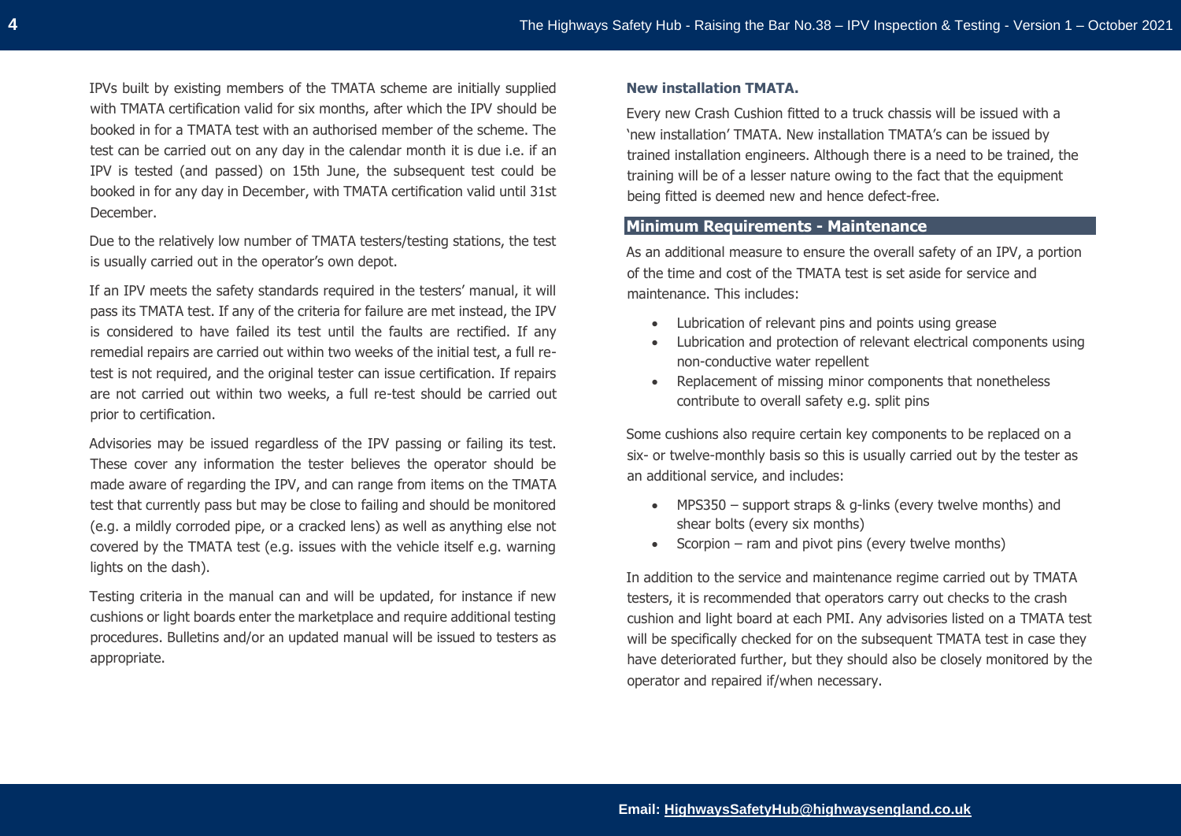IPVs built by existing members of the TMATA scheme are initially supplied with TMATA certification valid for six months, after which the IPV should be booked in for a TMATA test with an authorised member of the scheme. The test can be carried out on any day in the calendar month it is due i.e. if an IPV is tested (and passed) on 15th June, the subsequent test could be booked in for any day in December, with TMATA certification valid until 31st December.

Due to the relatively low number of TMATA testers/testing stations, the test is usually carried out in the operator's own depot.

If an IPV meets the safety standards required in the testers' manual, it will pass its TMATA test. If any of the criteria for failure are met instead, the IPV is considered to have failed its test until the faults are rectified. If any remedial repairs are carried out within two weeks of the initial test, a full re-test is not required, and the original tester can issue certification. If repairs are not carried out within two weeks, a full re-test should be carried out prior to certification.

Advisories may be issued regardless of the IPV passing or failing its test. These cover any information the tester believes the operator should be made aware of regarding the IPV, and can range from items on the TMATA test that currently pass but may be close to failing and should be monitored (e.g. a mildly corroded pipe, or a cracked lens) as well as anything else not covered by the TMATA test (e.g. issues with the vehicle itself e.g. warning lights on the dash).

Testing criteria in the manual can and will be updated, for instance if new cushions or light boards enter the marketplace and require additional testing procedures. Bulletins and/or an updated manual will be issued to testers as appropriate.

**New installation TMATA.**

Every new Crash Cushion fitted to a truck chassis will be issued with a 'new installation' TMATA. New installation TMATA's can be issued by trained installation engineers. Although there is a need to be trained, the training will be of a lesser nature owing to the fact that the equipment being fitted is deemed new and hence defect-free.

## Minimum Requirements - Maintenance

As an additional measure to ensure the overall safety of an IPV, a portion of the time and cost of the TMATA test is set aside for service and maintenance. This includes:

- Lubrication of relevant pins and points using grease
- Lubrication and protection of relevant electrical components using non-conductive water repellent
- Replacement of missing minor components that nonetheless contribute to overall safety e.g. split pins

Some cushions also require certain key components to be replaced on a six- or twelve-monthly basis so this is usually carried out by the tester as an additional service, and includes:

- MPS350 – support straps & g-links (every twelve months) and shear bolts (every six months)
- Scorpion – ram and pivot pins (every twelve months)

In addition to the service and maintenance regime carried out by TMATA testers, it is recommended that operators carry out checks to the crash cushion and light board at each PMI. Any advisories listed on a TMATA test will be specifically checked for on the subsequent TMATA test in case they have deteriorated further, but they should also be closely monitored by the operator and repaired if/when necessary.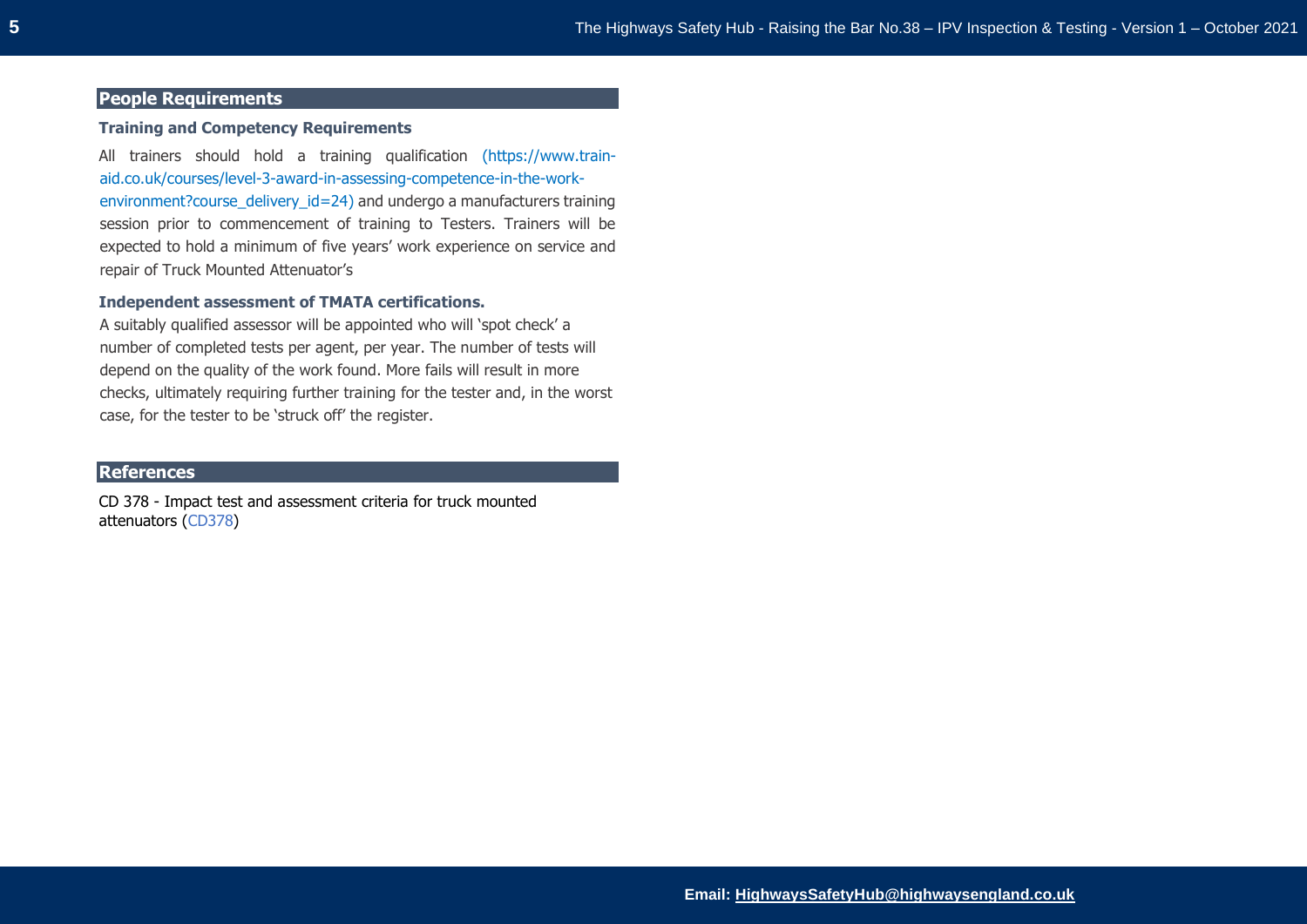## People Requirements

### Training and Competency Requirements

All trainers should hold a training qualification (https://www.train-aid.co.uk/courses/level-3-award-in-assessing-competence-in-the-work-environment?course_delivery_id=24) and undergo a manufacturers training session prior to commencement of training to Testers. Trainers will be expected to hold a minimum of five years' work experience on service and repair of Truck Mounted Attenuator's

### Independent assessment of TMATA certifications.

A suitably qualified assessor will be appointed who will 'spot check' a number of completed tests per agent, per year. The number of tests will depend on the quality of the work found. More fails will result in more checks, ultimately requiring further training for the tester and, in the worst case, for the tester to be 'struck off' the register.

## References

CD 378 - Impact test and assessment criteria for truck mounted attenuators (CD378)

**Email:** HighwaysSafetyHub@highwaysengland.co.uk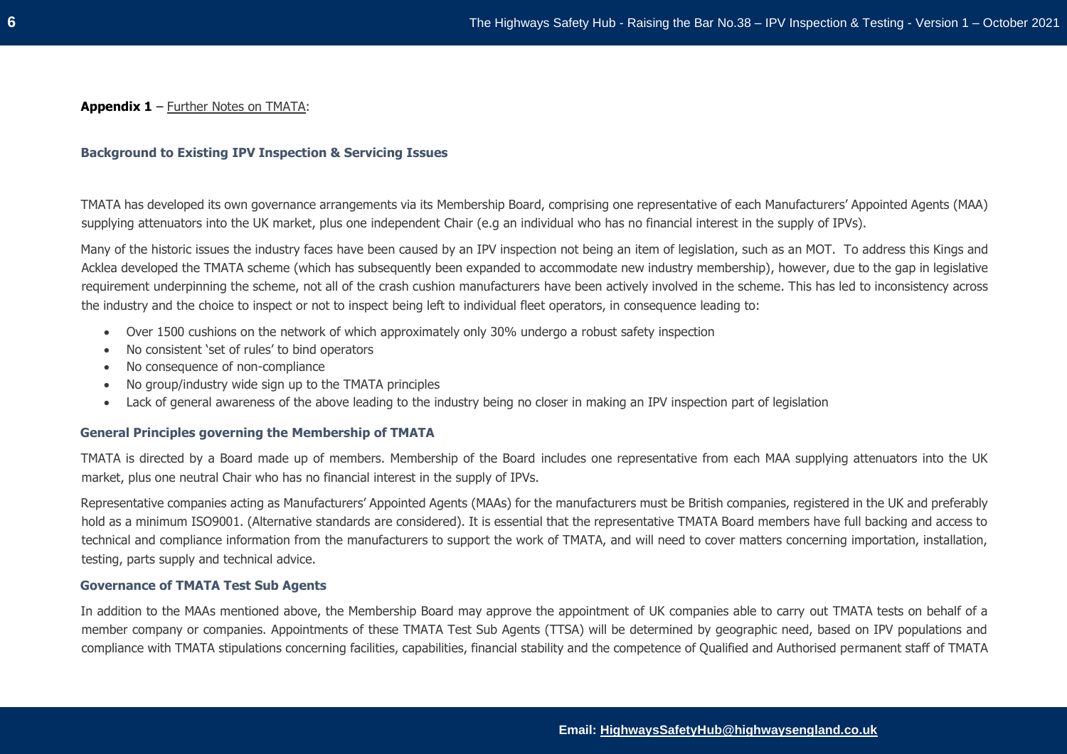**Appendix 1** – Further Notes on TMATA:

### Background to Existing IPV Inspection & Servicing Issues

TMATA has developed its own governance arrangements via its Membership Board, comprising one representative of each Manufacturers' Appointed Agents (MAA) supplying attenuators into the UK market, plus one independent Chair (e.g an individual who has no financial interest in the supply of IPVs).

Many of the historic issues the industry faces have been caused by an IPV inspection not being an item of legislation, such as an MOT. To address this Kings and Acklea developed the TMATA scheme (which has subsequently been expanded to accommodate new industry membership), however, due to the gap in legislative requirement underpinning the scheme, not all of the crash cushion manufacturers have been actively involved in the scheme. This has led to inconsistency across the industry and the choice to inspect or not to inspect being left to individual fleet operators, in consequence leading to:

- Over 1500 cushions on the network of which approximately only 30% undergo a robust safety inspection
- No consistent 'set of rules' to bind operators
- No consequence of non-compliance
- No group/industry wide sign up to the TMATA principles
- Lack of general awareness of the above leading to the industry being no closer in making an IPV inspection part of legislation

### General Principles governing the Membership of TMATA

TMATA is directed by a Board made up of members. Membership of the Board includes one representative from each MAA supplying attenuators into the UK market, plus one neutral Chair who has no financial interest in the supply of IPVs.

Representative companies acting as Manufacturers' Appointed Agents (MAAs) for the manufacturers must be British companies, registered in the UK and preferably hold as a minimum ISO9001. (Alternative standards are considered). It is essential that the representative TMATA Board members have full backing and access to technical and compliance information from the manufacturers to support the work of TMATA, and will need to cover matters concerning importation, installation, testing, parts supply and technical advice.

### Governance of TMATA Test Sub Agents

In addition to the MAAs mentioned above, the Membership Board may approve the appointment of UK companies able to carry out TMATA tests on behalf of a member company or companies. Appointments of these TMATA Test Sub Agents (TTSA) will be determined by geographic need, based on IPV populations and compliance with TMATA stipulations concerning facilities, capabilities, financial stability and the competence of Qualified and Authorised permanent staff of TMATA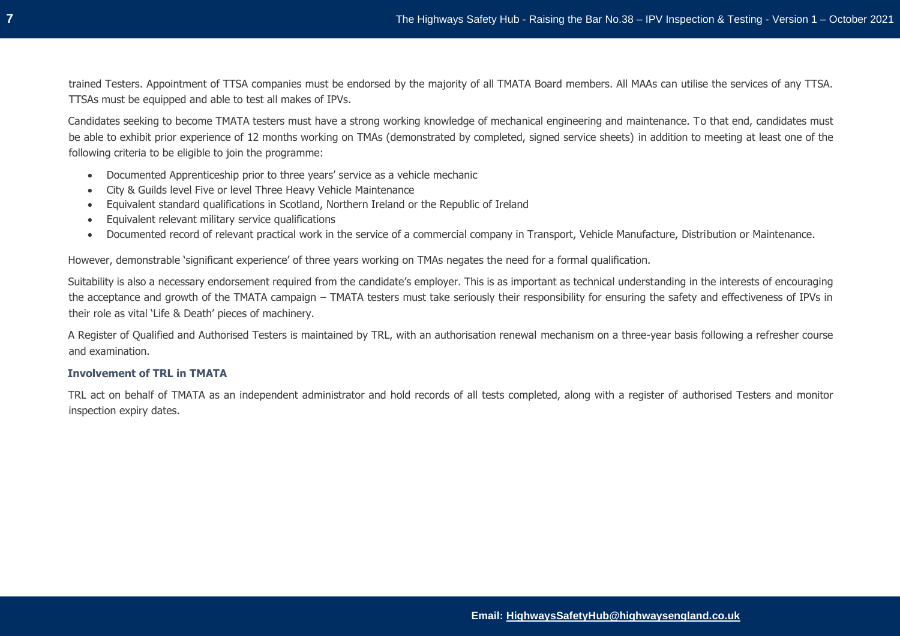trained Testers. Appointment of TTSA companies must be endorsed by the majority of all TMATA Board members. All MAAs can utilise the services of any TTSA. TTSAs must be equipped and able to test all makes of IPVs.

Candidates seeking to become TMATA testers must have a strong working knowledge of mechanical engineering and maintenance. To that end, candidates must be able to exhibit prior experience of 12 months working on TMAs (demonstrated by completed, signed service sheets) in addition to meeting at least one of the following criteria to be eligible to join the programme:

- Documented Apprenticeship prior to three years' service as a vehicle mechanic
- City & Guilds level Five or level Three Heavy Vehicle Maintenance
- Equivalent standard qualifications in Scotland, Northern Ireland or the Republic of Ireland
- Equivalent relevant military service qualifications
- Documented record of relevant practical work in the service of a commercial company in Transport, Vehicle Manufacture, Distribution or Maintenance.

However, demonstrable 'significant experience' of three years working on TMAs negates the need for a formal qualification.

Suitability is also a necessary endorsement required from the candidate's employer. This is as important as technical understanding in the interests of encouraging the acceptance and growth of the TMATA campaign – TMATA testers must take seriously their responsibility for ensuring the safety and effectiveness of IPVs in their role as vital 'Life & Death' pieces of machinery.

A Register of Qualified and Authorised Testers is maintained by TRL, with an authorisation renewal mechanism on a three-year basis following a refresher course and examination.

**Involvement of TRL in TMATA**

TRL act on behalf of TMATA as an independent administrator and hold records of all tests completed, along with a register of authorised Testers and monitor inspection expiry dates.